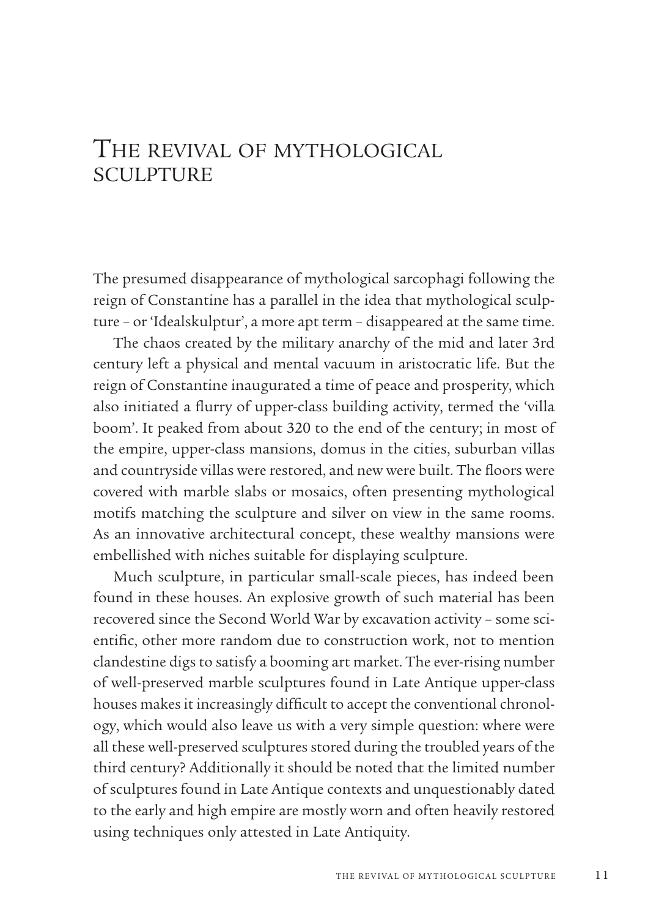# The revival of mythological sculpture

The presumed disappearance of mythological sarcophagi following the reign of Constantine has a parallel in the idea that mythological sculpture – or 'Idealskulptur', a more apt term – disappeared at the same time.

The chaos created by the military anarchy of the mid and later 3rd century left a physical and mental vacuum in aristocratic life. But the reign of Constantine inaugurated a time of peace and prosperity, which also initiated a flurry of upper-class building activity, termed the 'villa boom'. It peaked from about 320 to the end of the century; in most of the empire, upper-class mansions, domus in the cities, suburban villas and countryside villas were restored, and new were built. The floors were covered with marble slabs or mosaics, often presenting mythological motifs matching the sculpture and silver on view in the same rooms. As an innovative architectural concept, these wealthy mansions were embellished with niches suitable for displaying sculpture.

Much sculpture, in particular small-scale pieces, has indeed been found in these houses. An explosive growth of such material has been recovered since the Second World War by excavation activity – some scientific, other more random due to construction work, not to mention clandestine digs to satisfy a booming art market. The ever-rising number of well-preserved marble sculptures found in Late Antique upper-class houses makes it increasingly difficult to accept the conventional chronology, which would also leave us with a very simple question: where were all these well-preserved sculptures stored during the troubled years of the third century? Additionally it should be noted that the limited number of sculptures found in Late Antique contexts and unquestionably dated to the early and high empire are mostly worn and often heavily restored using techniques only attested in Late Antiquity.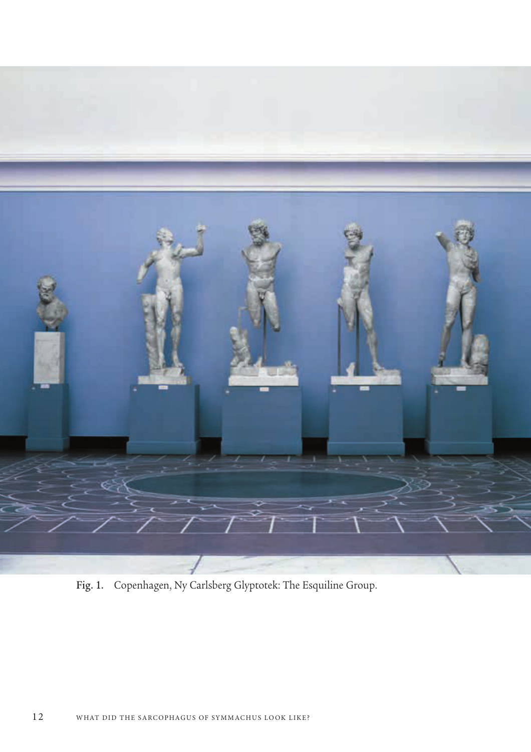Fig. 1. Copenhagen, Ny Carlsberg Glyptotek: The Esquiline Group.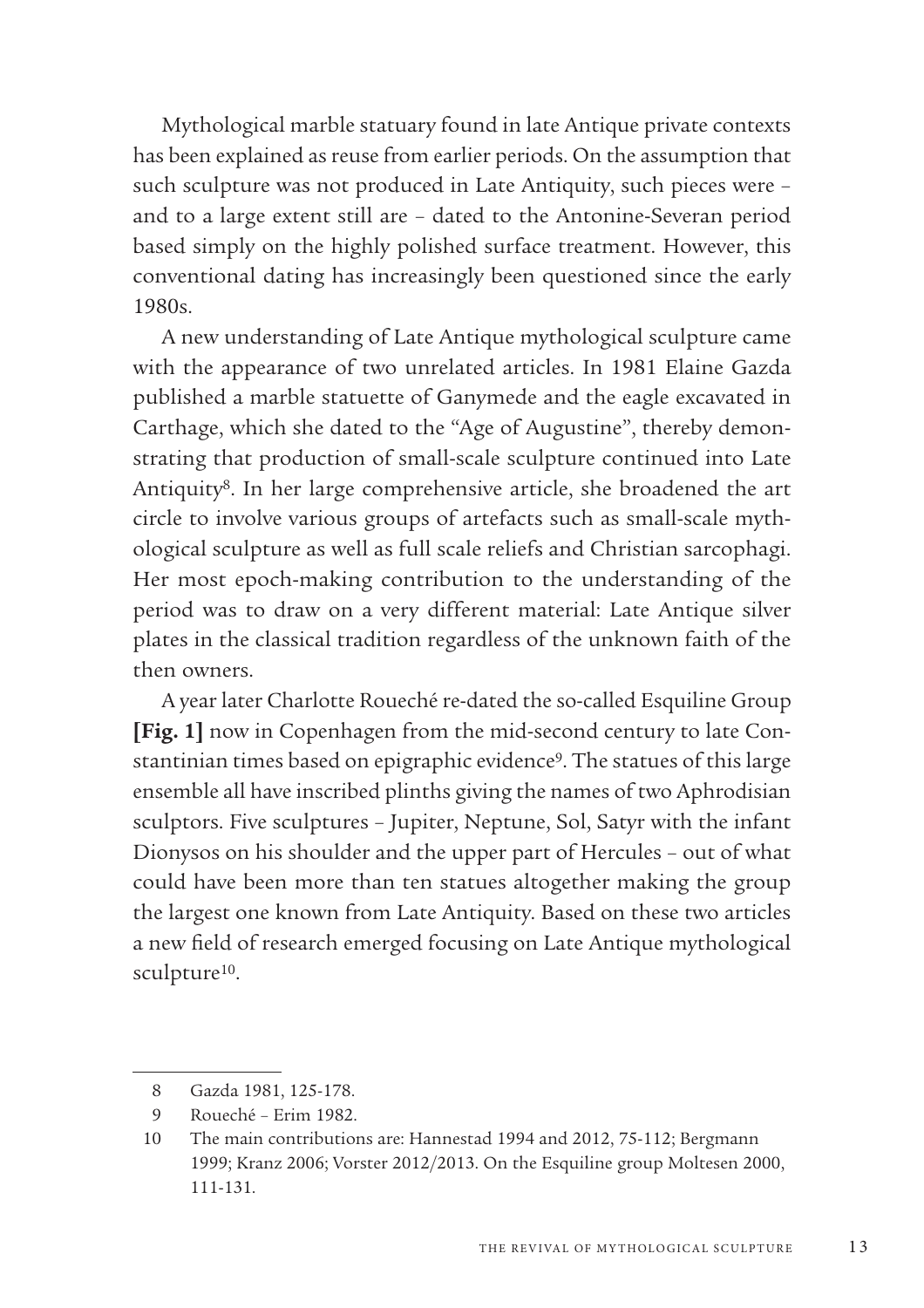Mythological marble statuary found in late Antique private contexts has been explained as reuse from earlier periods. On the assumption that such sculpture was not produced in Late Antiquity, such pieces were – and to a large extent still are – dated to the Antonine-Severan period based simply on the highly polished surface treatment. However, this conventional dating has increasingly been questioned since the early 1980s.

A new understanding of Late Antique mythological sculpture came with the appearance of two unrelated articles. In 1981 Elaine Gazda published a marble statuette of Ganymede and the eagle excavated in Carthage, which she dated to the "Age of Augustine", thereby demonstrating that production of small-scale sculpture continued into Late Antiquity[8]. In her large comprehensive article, she broadened the art circle to involve various groups of artefacts such as small-scale mythological sculpture as well as full scale reliefs and Christian sarcophagi. Her most epoch-making contribution to the understanding of the period was to draw on a very different material: Late Antique silver plates in the classical tradition regardless of the unknown faith of the then owners.

A year later Charlotte Roueché re-dated the so-called Esquiline Group **[Fig. 1]** now in Copenhagen from the mid-second century to late Constantinian times based on epigraphic evidence[9]. The statues of this large ensemble all have inscribed plinths giving the names of two Aphrodisian sculptors. Five sculptures – Jupiter, Neptune, Sol, Satyr with the infant Dionysos on his shoulder and the upper part of Hercules – out of what could have been more than ten statues altogether making the group the largest one known from Late Antiquity. Based on these two articles a new field of research emerged focusing on Late Antique mythological sculpture[10].

---

8 Gazda 1981, 125-178.

9 Roueché – Erim 1982.

10 The main contributions are: Hannestad 1994 and 2012, 75-112; Bergmann 1999; Kranz 2006; Vorster 2012/2013. On the Esquiline group Moltesen 2000, 111-131.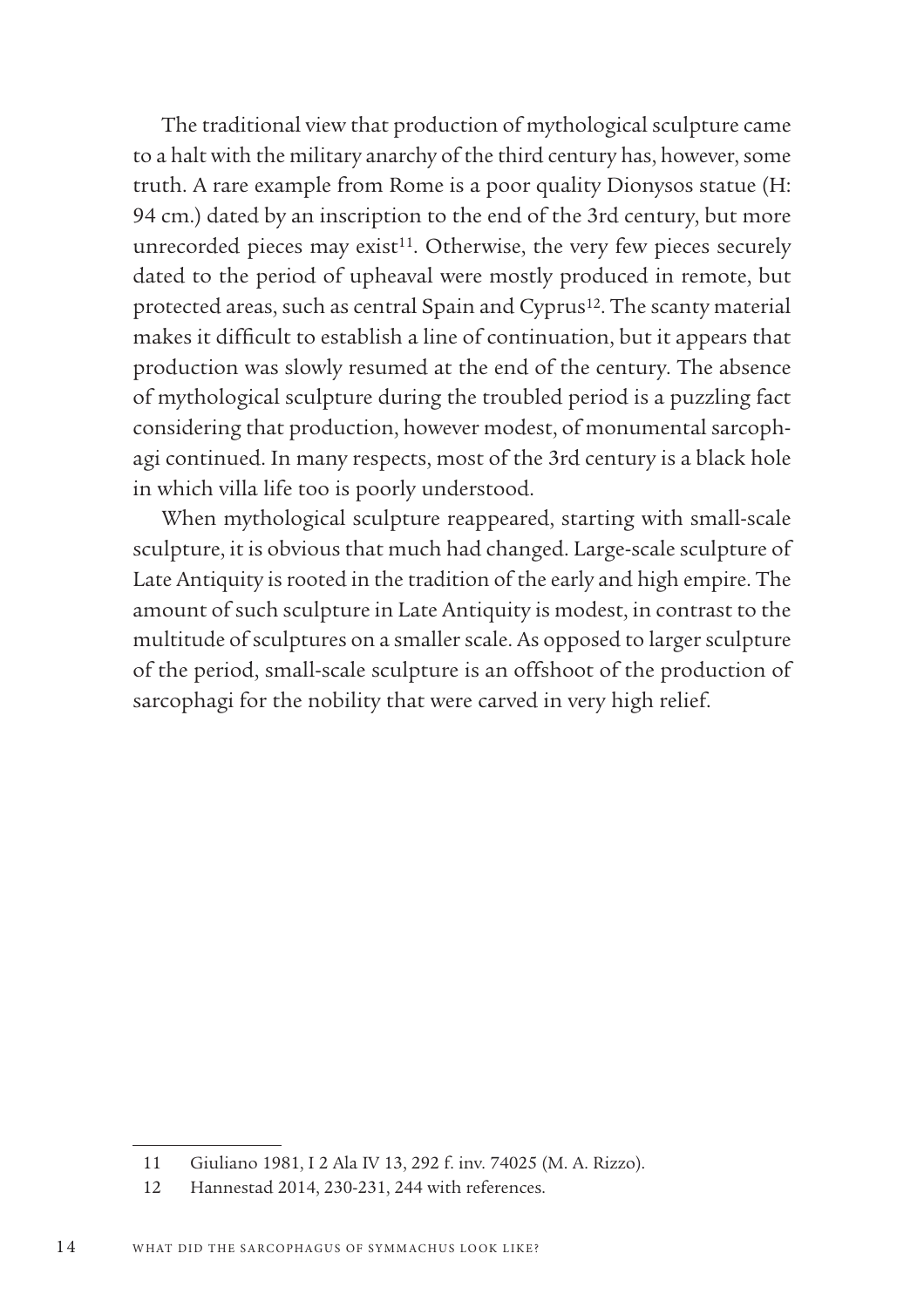The traditional view that production of mythological sculpture came to a halt with the military anarchy of the third century has, however, some truth. A rare example from Rome is a poor quality Dionysos statue (H: 94 cm.) dated by an inscription to the end of the 3rd century, but more unrecorded pieces may exist[11]. Otherwise, the very few pieces securely dated to the period of upheaval were mostly produced in remote, but protected areas, such as central Spain and Cyprus[12]. The scanty material makes it difficult to establish a line of continuation, but it appears that production was slowly resumed at the end of the century. The absence of mythological sculpture during the troubled period is a puzzling fact considering that production, however modest, of monumental sarcophagi continued. In many respects, most of the 3rd century is a black hole in which villa life too is poorly understood.

When mythological sculpture reappeared, starting with small-scale sculpture, it is obvious that much had changed. Large-scale sculpture of Late Antiquity is rooted in the tradition of the early and high empire. The amount of such sculpture in Late Antiquity is modest, in contrast to the multitude of sculptures on a smaller scale. As opposed to larger sculpture of the period, small-scale sculpture is an offshoot of the production of sarcophagi for the nobility that were carved in very high relief.

---

11 Giuliano 1981, I 2 Ala IV 13, 292 f. inv. 74025 (M. A. Rizzo).

12 Hannestad 2014, 230-231, 244 with references.